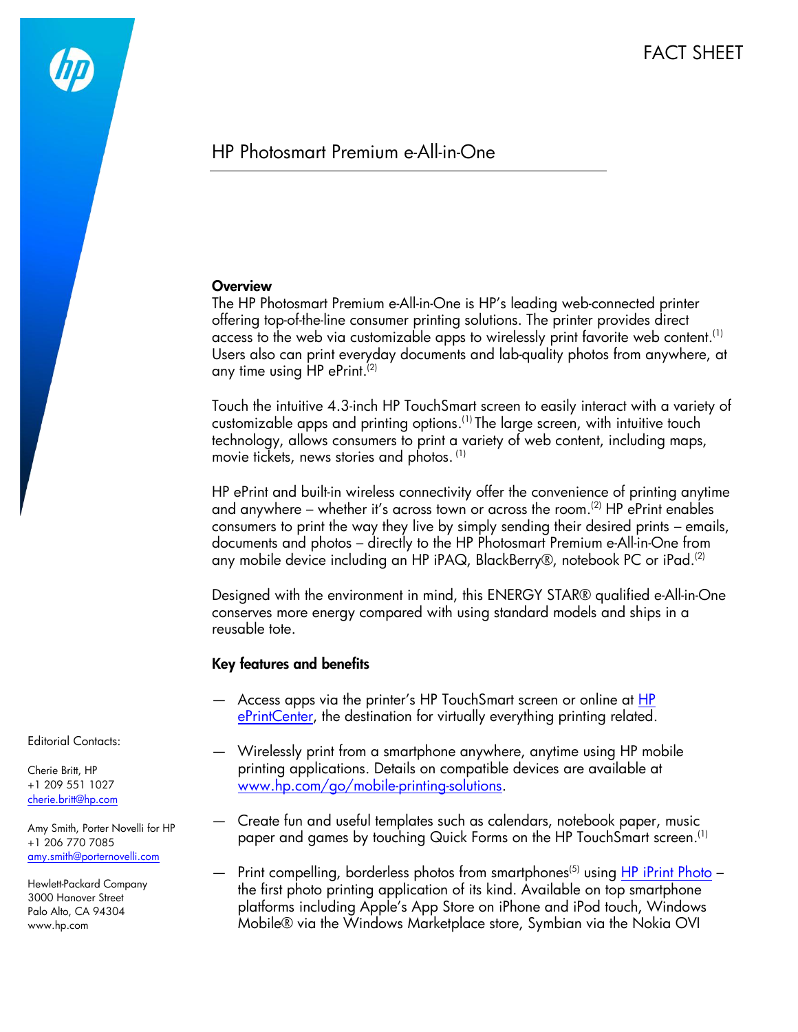FACT SHEET

# HP Photosmart Premium e-All-in-One

## Overview

The HP Photosmart Premium e-All-in-One is HP's leading web-connected printer offering top-of-the-line consumer printing solutions. The printer provides direct access to the web via customizable apps to wirelessly print favorite web content.[1] Users also can print everyday documents and lab-quality photos from anywhere, at any time using HP ePrint.[2]

Touch the intuitive 4.3-inch HP TouchSmart screen to easily interact with a variety of customizable apps and printing options.[1] The large screen, with intuitive touch technology, allows consumers to print a variety of web content, including maps, movie tickets, news stories and photos.[1]

HP ePrint and built-in wireless connectivity offer the convenience of printing anytime and anywhere – whether it's across town or across the room.[2] HP ePrint enables consumers to print the way they live by simply sending their desired prints – emails, documents and photos – directly to the HP Photosmart Premium e-All-in-One from any mobile device including an HP iPAQ, BlackBerry®, notebook PC or iPad.[2]

Designed with the environment in mind, this ENERGY STAR® qualified e-All-in-One conserves more energy compared with using standard models and ships in a reusable tote.

## Key features and benefits

- Access apps via the printer's HP TouchSmart screen or online at HP ePrintCenter, the destination for virtually everything printing related.
- Wirelessly print from a smartphone anywhere, anytime using HP mobile printing applications. Details on compatible devices are available at www.hp.com/go/mobile-printing-solutions.
- Create fun and useful templates such as calendars, notebook paper, music paper and games by touching Quick Forms on the HP TouchSmart screen.[1]
- Print compelling, borderless photos from smartphones[5] using HP iPrint Photo – the first photo printing application of its kind. Available on top smartphone platforms including Apple's App Store on iPhone and iPod touch, Windows Mobile® via the Windows Marketplace store, Symbian via the Nokia OVI

Editorial Contacts:

Cherie Britt, HP
+1 209 551 1027
cherie.britt@hp.com

Amy Smith, Porter Novelli for HP
+1 206 770 7085
amy.smith@porternovelli.com

Hewlett-Packard Company
3000 Hanover Street
Palo Alto, CA 94304
www.hp.com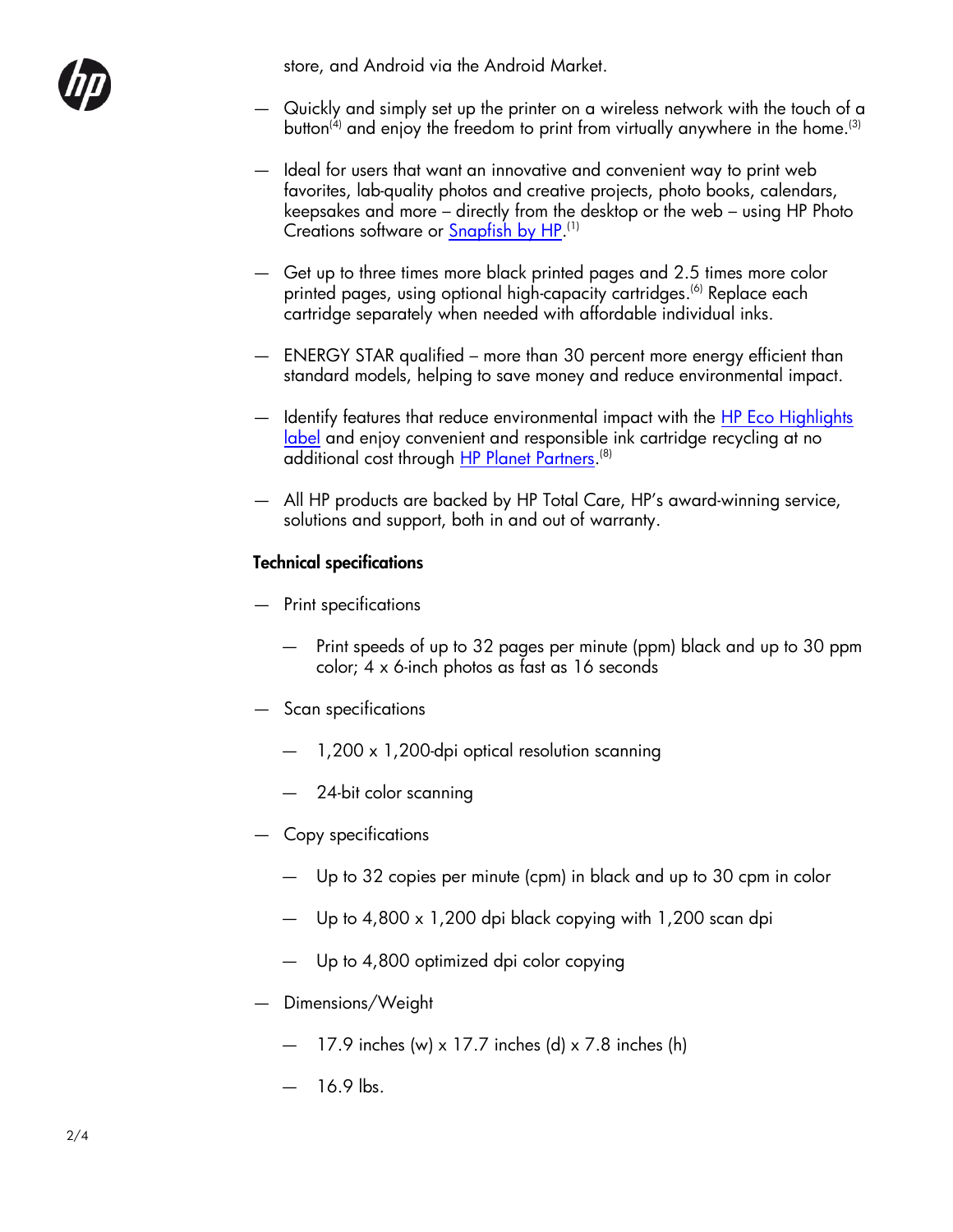store, and Android via the Android Market.

- Quickly and simply set up the printer on a wireless network with the touch of a button[4] and enjoy the freedom to print from virtually anywhere in the home.[3]
- Ideal for users that want an innovative and convenient way to print web favorites, lab-quality photos and creative projects, photo books, calendars, keepsakes and more – directly from the desktop or the web – using HP Photo Creations software or Snapfish by HP.[1]
- Get up to three times more black printed pages and 2.5 times more color printed pages, using optional high-capacity cartridges.[6] Replace each cartridge separately when needed with affordable individual inks.
- ENERGY STAR qualified – more than 30 percent more energy efficient than standard models, helping to save money and reduce environmental impact.
- Identify features that reduce environmental impact with the HP Eco Highlights label and enjoy convenient and responsible ink cartridge recycling at no additional cost through HP Planet Partners.[8]
- All HP products are backed by HP Total Care, HP's award-winning service, solutions and support, both in and out of warranty.

**Technical specifications**

- Print specifications
  - Print speeds of up to 32 pages per minute (ppm) black and up to 30 ppm color; 4 x 6-inch photos as fast as 16 seconds
- Scan specifications
  - 1,200 x 1,200-dpi optical resolution scanning
  - 24-bit color scanning
- Copy specifications
  - Up to 32 copies per minute (cpm) in black and up to 30 cpm in color
  - Up to 4,800 x 1,200 dpi black copying with 1,200 scan dpi
  - Up to 4,800 optimized dpi color copying
- Dimensions/Weight
  - 17.9 inches (w) x 17.7 inches (d) x 7.8 inches (h)
  - 16.9 lbs.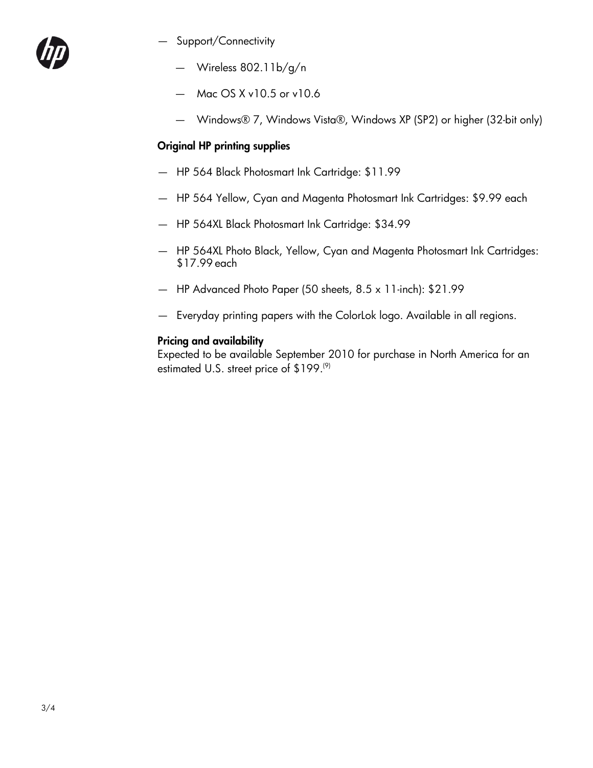- Support/Connectivity
  - Wireless 802.11b/g/n
  - Mac OS X v10.5 or v10.6
  - Windows® 7, Windows Vista®, Windows XP (SP2) or higher (32-bit only)

**Original HP printing supplies**

- HP 564 Black Photosmart Ink Cartridge: $11.99
- HP 564 Yellow, Cyan and Magenta Photosmart Ink Cartridges: $9.99 each
- HP 564XL Black Photosmart Ink Cartridge: $34.99
- HP 564XL Photo Black, Yellow, Cyan and Magenta Photosmart Ink Cartridges: $17.99 each
- HP Advanced Photo Paper (50 sheets, 8.5 x 11-inch): $21.99
- Everyday printing papers with the ColorLok logo. Available in all regions.

**Pricing and availability**

Expected to be available September 2010 for purchase in North America for an estimated U.S. street price of $199.[9]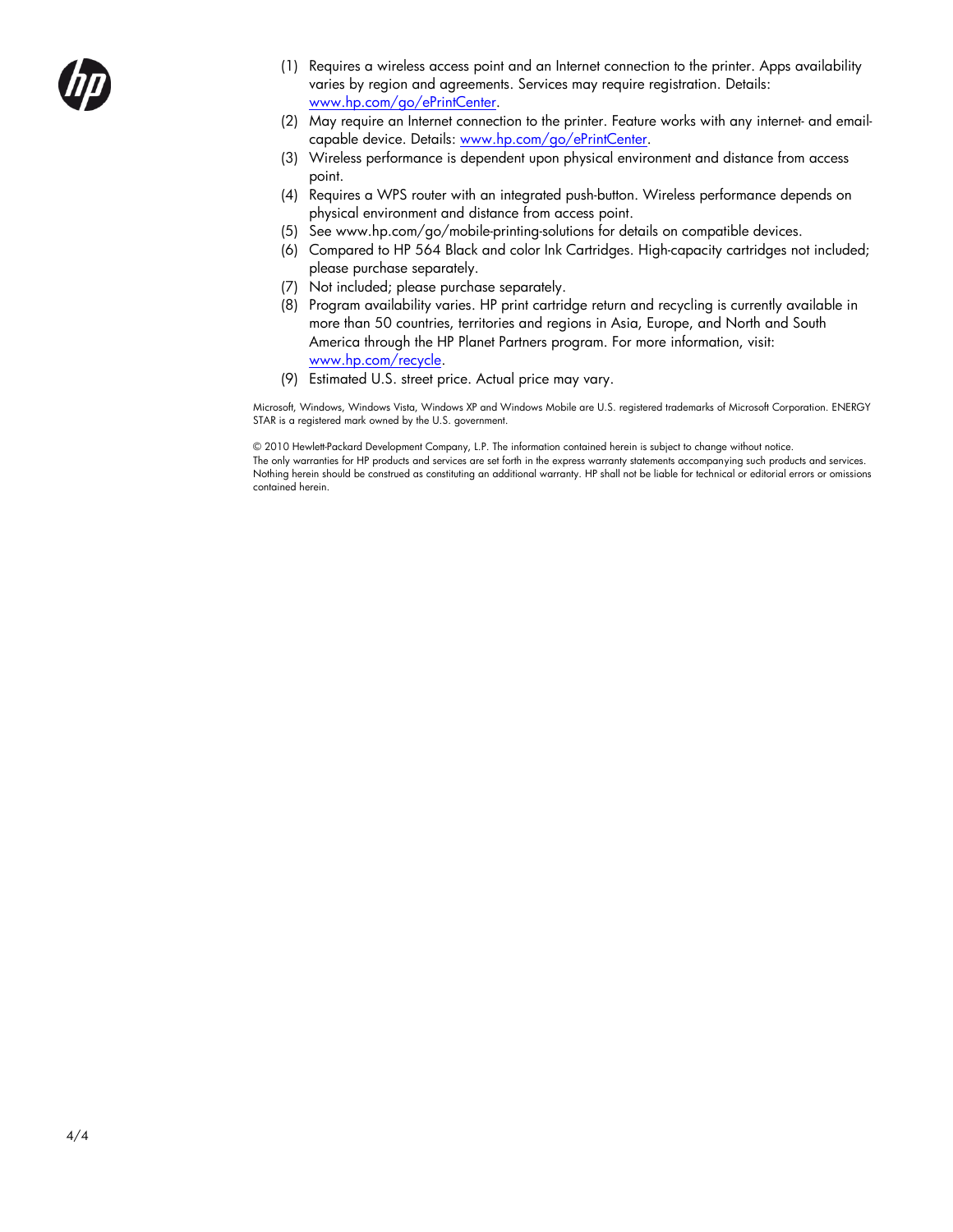(1) Requires a wireless access point and an Internet connection to the printer. Apps availability varies by region and agreements. Services may require registration. Details: www.hp.com/go/ePrintCenter.

(2) May require an Internet connection to the printer. Feature works with any internet- and email-capable device. Details: www.hp.com/go/ePrintCenter.

(3) Wireless performance is dependent upon physical environment and distance from access point.

(4) Requires a WPS router with an integrated push-button. Wireless performance depends on physical environment and distance from access point.

(5) See www.hp.com/go/mobile-printing-solutions for details on compatible devices.

(6) Compared to HP 564 Black and color Ink Cartridges. High-capacity cartridges not included; please purchase separately.

(7) Not included; please purchase separately.

(8) Program availability varies. HP print cartridge return and recycling is currently available in more than 50 countries, territories and regions in Asia, Europe, and North and South America through the HP Planet Partners program. For more information, visit: www.hp.com/recycle.

(9) Estimated U.S. street price. Actual price may vary.

Microsoft, Windows, Windows Vista, Windows XP and Windows Mobile are U.S. registered trademarks of Microsoft Corporation. ENERGY STAR is a registered mark owned by the U.S. government.

© 2010 Hewlett-Packard Development Company, L.P. The information contained herein is subject to change without notice.
The only warranties for HP products and services are set forth in the express warranty statements accompanying such products and services. Nothing herein should be construed as constituting an additional warranty. HP shall not be liable for technical or editorial errors or omissions contained herein.